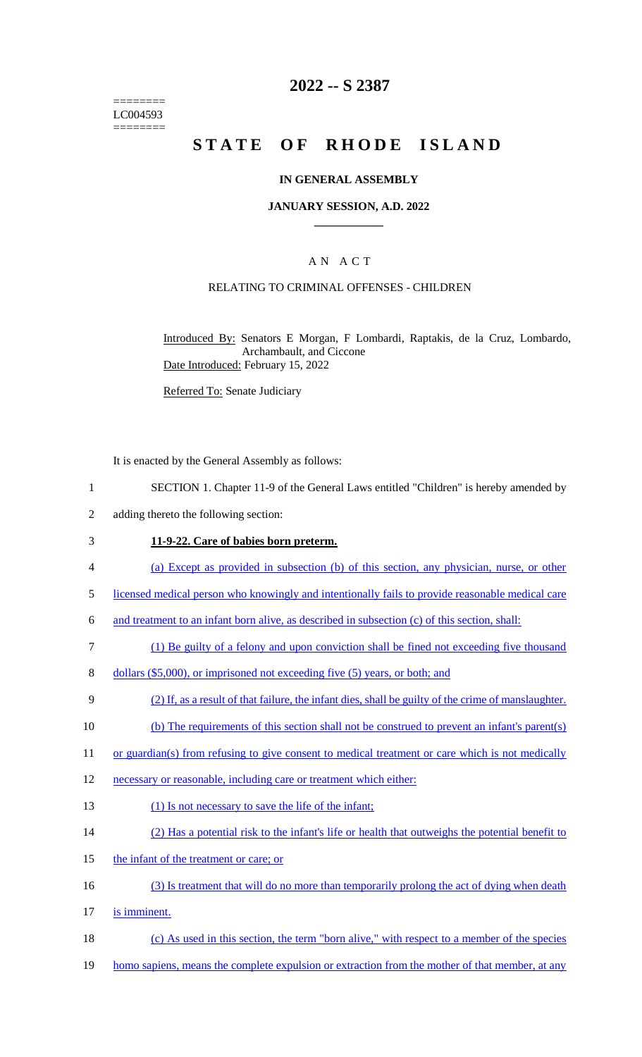========
LC004593
========

# 2022 -- S 2387

# STATE OF RHODE ISLAND

## IN GENERAL ASSEMBLY

### JANUARY SESSION, A.D. 2022

---

### A N A C T

RELATING TO CRIMINAL OFFENSES - CHILDREN

Introduced By: Senators E Morgan, F Lombardi, Raptakis, de la Cruz, Lombardo, Archambault, and Ciccone

Date Introduced: February 15, 2022

Referred To: Senate Judiciary

It is enacted by the General Assembly as follows:

1 SECTION 1. Chapter 11-9 of the General Laws entitled "Children" is hereby amended by
2 adding thereto the following section:

3 **11-9-22. Care of babies born preterm.**

4 (a) Except as provided in subsection (b) of this section, any physician, nurse, or other
5 licensed medical person who knowingly and intentionally fails to provide reasonable medical care
6 and treatment to an infant born alive, as described in subsection (c) of this section, shall:

7 (1) Be guilty of a felony and upon conviction shall be fined not exceeding five thousand
8 dollars ($5,000), or imprisoned not exceeding five (5) years, or both; and

9 (2) If, as a result of that failure, the infant dies, shall be guilty of the crime of manslaughter.

10 (b) The requirements of this section shall not be construed to prevent an infant's parent(s)
11 or guardian(s) from refusing to give consent to medical treatment or care which is not medically
12 necessary or reasonable, including care or treatment which either:

13 (1) Is not necessary to save the life of the infant;

14 (2) Has a potential risk to the infant's life or health that outweighs the potential benefit to
15 the infant of the treatment or care; or

16 (3) Is treatment that will do no more than temporarily prolong the act of dying when death
17 is imminent.

18 (c) As used in this section, the term "born alive," with respect to a member of the species
19 homo sapiens, means the complete expulsion or extraction from the mother of that member, at any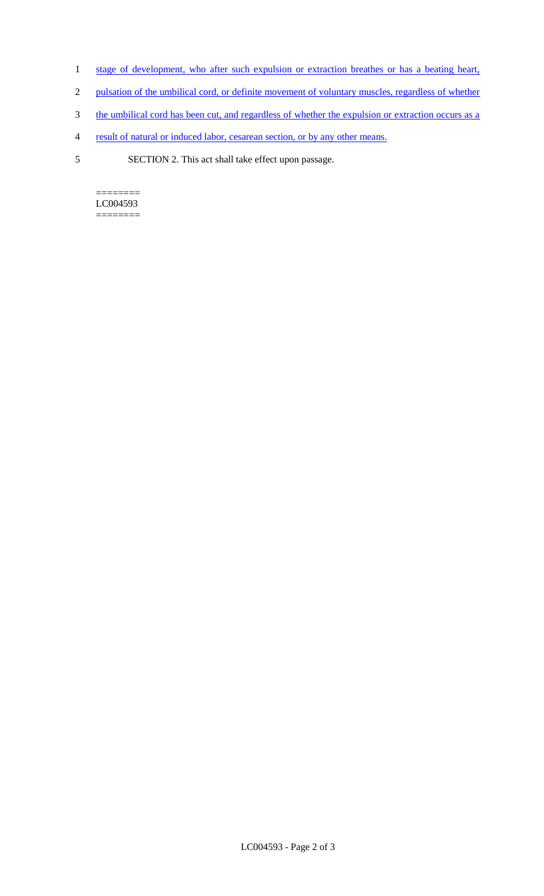stage of development, who after such expulsion or extraction breathes or has a beating heart, pulsation of the umbilical cord, or definite movement of voluntary muscles, regardless of whether the umbilical cord has been cut, and regardless of whether the expulsion or extraction occurs as a result of natural or induced labor, cesarean section, or by any other means.

SECTION 2. This act shall take effect upon passage.

========
LC004593
========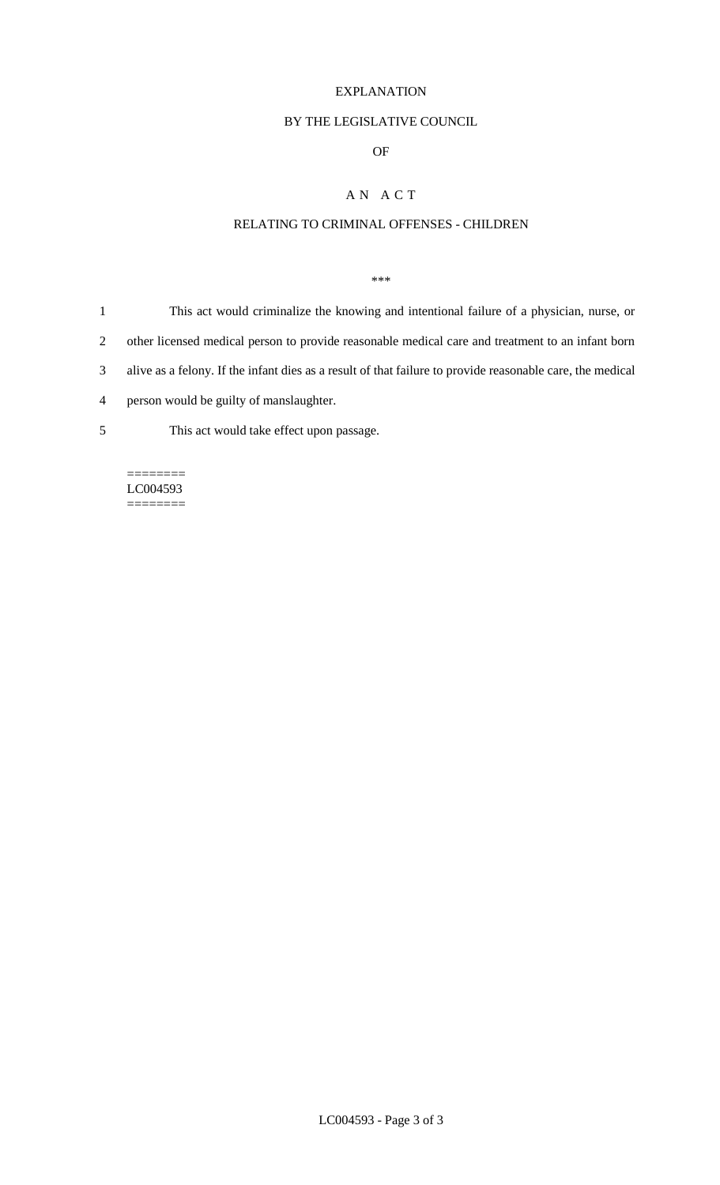EXPLANATION

BY THE LEGISLATIVE COUNCIL

OF

A N A C T

RELATING TO CRIMINAL OFFENSES - CHILDREN

***

This act would criminalize the knowing and intentional failure of a physician, nurse, or other licensed medical person to provide reasonable medical care and treatment to an infant born alive as a felony. If the infant dies as a result of that failure to provide reasonable care, the medical person would be guilty of manslaughter.

This act would take effect upon passage.

========
LC004593
========